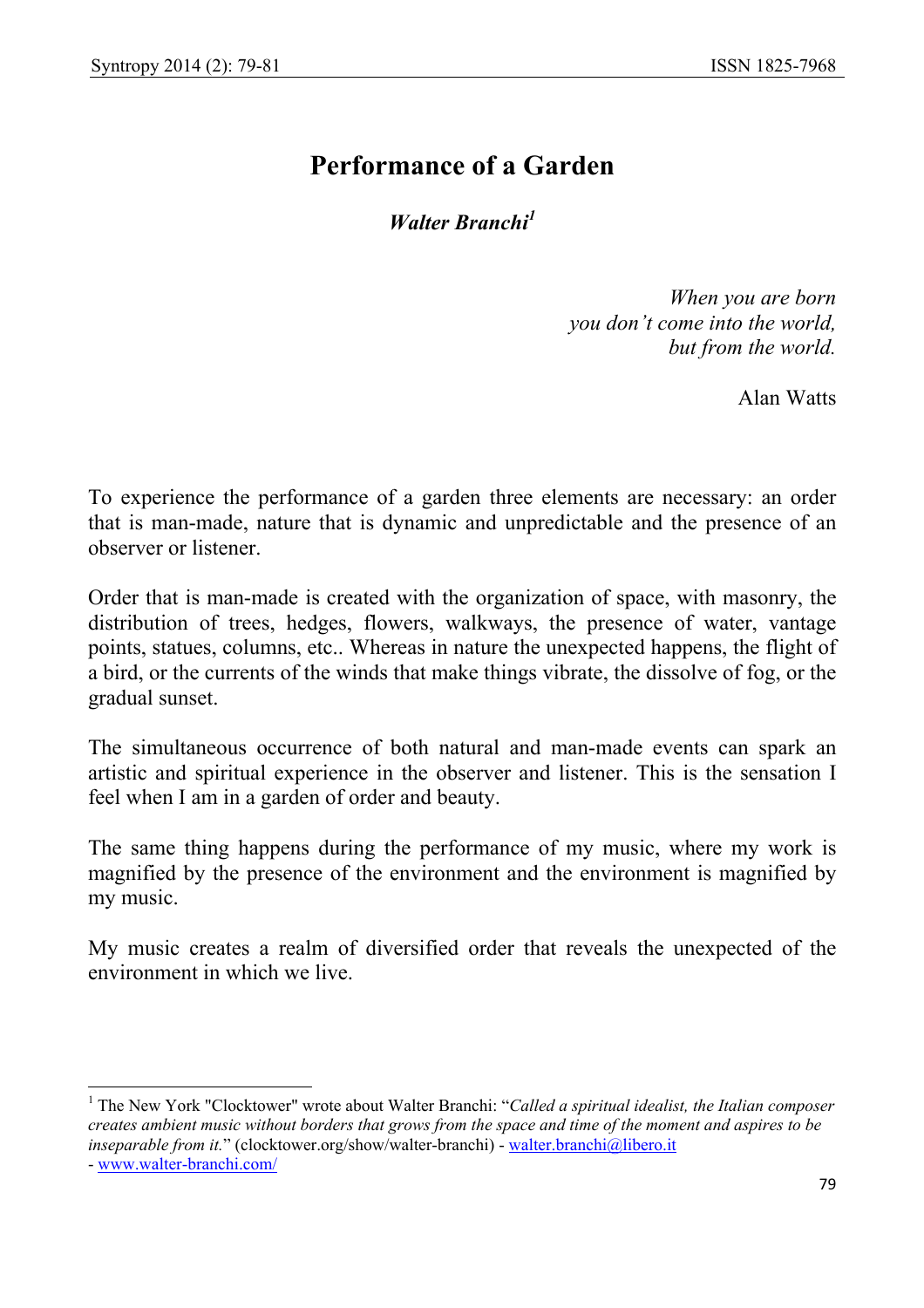# Performance of a Garden

***Walter Branchi*[1]**

> *When you are born*
> *you don't come into the world,*
> *but from the world.*
>
> Alan Watts

To experience the performance of a garden three elements are necessary: an order that is man-made, nature that is dynamic and unpredictable and the presence of an observer or listener.

Order that is man-made is created with the organization of space, with masonry, the distribution of trees, hedges, flowers, walkways, the presence of water, vantage points, statues, columns, etc.. Whereas in nature the unexpected happens, the flight of a bird, or the currents of the winds that make things vibrate, the dissolve of fog, or the gradual sunset.

The simultaneous occurrence of both natural and man-made events can spark an artistic and spiritual experience in the observer and listener. This is the sensation I feel when I am in a garden of order and beauty.

The same thing happens during the performance of my music, where my work is magnified by the presence of the environment and the environment is magnified by my music.

My music creates a realm of diversified order that reveals the unexpected of the environment in which we live.

---

[1] The New York "Clocktower" wrote about Walter Branchi: "*Called a spiritual idealist, the Italian composer creates ambient music without borders that grows from the space and time of the moment and aspires to be inseparable from it.*" (clocktower.org/show/walter-branchi) - walter.branchi@libero.it - www.walter-branchi.com/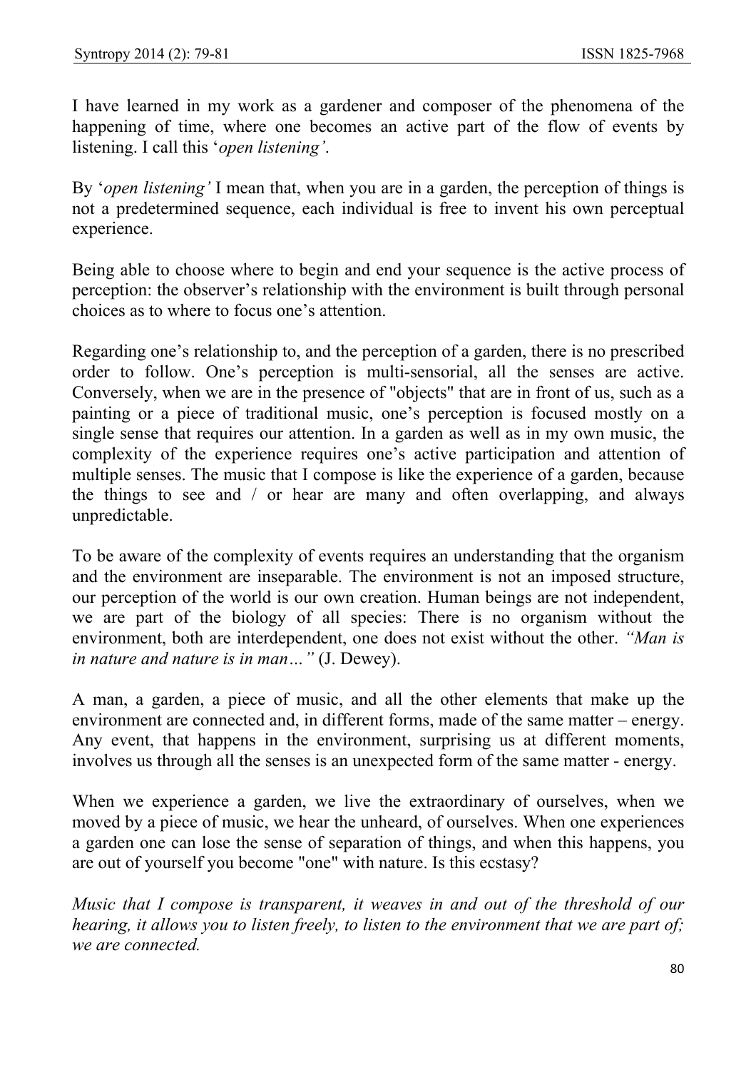I have learned in my work as a gardener and composer of the phenomena of the happening of time, where one becomes an active part of the flow of events by listening. I call this '*open listening'*.

By '*open listening'* I mean that, when you are in a garden, the perception of things is not a predetermined sequence, each individual is free to invent his own perceptual experience.

Being able to choose where to begin and end your sequence is the active process of perception: the observer's relationship with the environment is built through personal choices as to where to focus one's attention.

Regarding one's relationship to, and the perception of a garden, there is no prescribed order to follow. One's perception is multi-sensorial, all the senses are active. Conversely, when we are in the presence of "objects" that are in front of us, such as a painting or a piece of traditional music, one's perception is focused mostly on a single sense that requires our attention. In a garden as well as in my own music, the complexity of the experience requires one's active participation and attention of multiple senses. The music that I compose is like the experience of a garden, because the things to see and / or hear are many and often overlapping, and always unpredictable.

To be aware of the complexity of events requires an understanding that the organism and the environment are inseparable. The environment is not an imposed structure, our perception of the world is our own creation. Human beings are not independent, we are part of the biology of all species: There is no organism without the environment, both are interdependent, one does not exist without the other. *"Man is in nature and nature is in man…"* (J. Dewey).

A man, a garden, a piece of music, and all the other elements that make up the environment are connected and, in different forms, made of the same matter – energy. Any event, that happens in the environment, surprising us at different moments, involves us through all the senses is an unexpected form of the same matter - energy.

When we experience a garden, we live the extraordinary of ourselves, when we moved by a piece of music, we hear the unheard, of ourselves. When one experiences a garden one can lose the sense of separation of things, and when this happens, you are out of yourself you become "one" with nature. Is this ecstasy?

*Music that I compose is transparent, it weaves in and out of the threshold of our hearing, it allows you to listen freely, to listen to the environment that we are part of; we are connected.*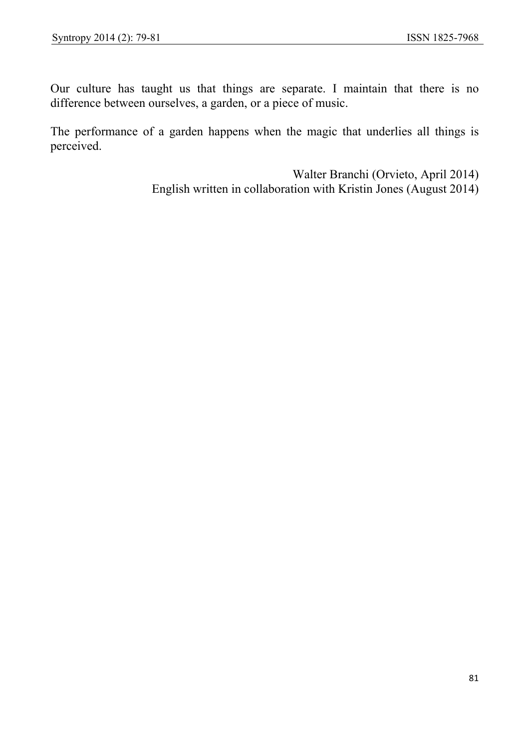Our culture has taught us that things are separate. I maintain that there is no difference between ourselves, a garden, or a piece of music.

The performance of a garden happens when the magic that underlies all things is perceived.

Walter Branchi (Orvieto, April 2014)
English written in collaboration with Kristin Jones (August 2014)